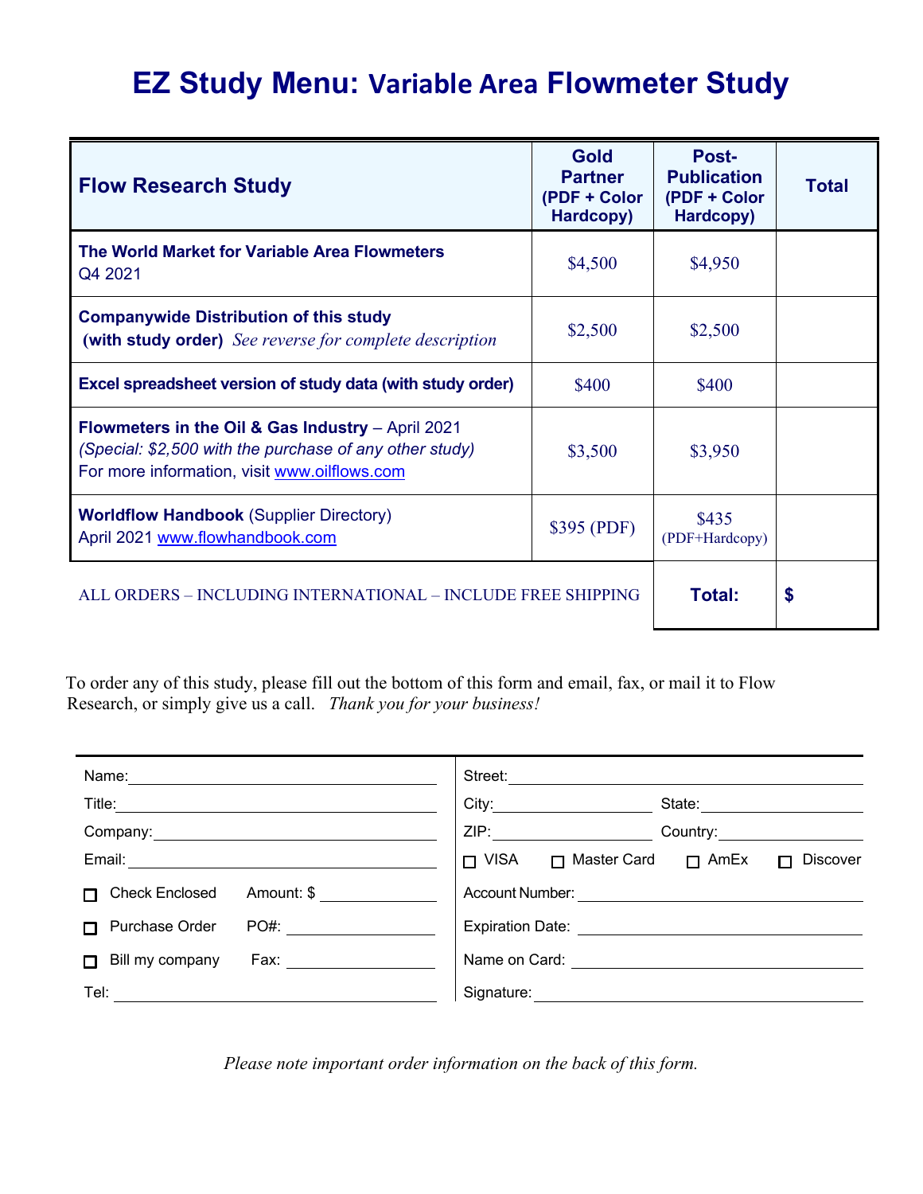# EZ Study Menu: Variable Area Flowmeter Study

| Flow Research Study | Gold Partner (PDF + Color Hardcopy) | Post-Publication (PDF + Color Hardcopy) | Total |
|---|---|---|---|
| **The World Market for Variable Area Flowmeters** Q4 2021 | $4,500 | $4,950 | |
| **Companywide Distribution of this study (with study order)** *See reverse for complete description* | $2,500 | $2,500 | |
| **Excel spreadsheet version of study data (with study order)** | $400 | $400 | |
| **Flowmeters in the Oil & Gas Industry** – April 2021 *(Special: $2,500 with the purchase of any other study)* For more information, visit www.oilflows.com | $3,500 | $3,950 | |
| **Worldflow Handbook** (Supplier Directory) April 2021 www.flowhandbook.com | $395 (PDF) | $435 (PDF+Hardcopy) | |
| ALL ORDERS – INCLUDING INTERNATIONAL – INCLUDE FREE SHIPPING | | **Total:** | **$** |

To order any of this study, please fill out the bottom of this form and email, fax, or mail it to Flow Research, or simply give us a call. *Thank you for your business!*

| | |
|---|---|
| Name: | Street: |
| Title: | City: State: |
| Company: | ZIP: Country: |
| Email: | ☐ VISA ☐ Master Card ☐ AmEx ☐ Discover |
| ☐ Check Enclosed Amount: $ | Account Number: |
| ☐ Purchase Order PO#: | Expiration Date: |
| ☐ Bill my company Fax: | Name on Card: |
| Tel: | Signature: |

*Please note important order information on the back of this form.*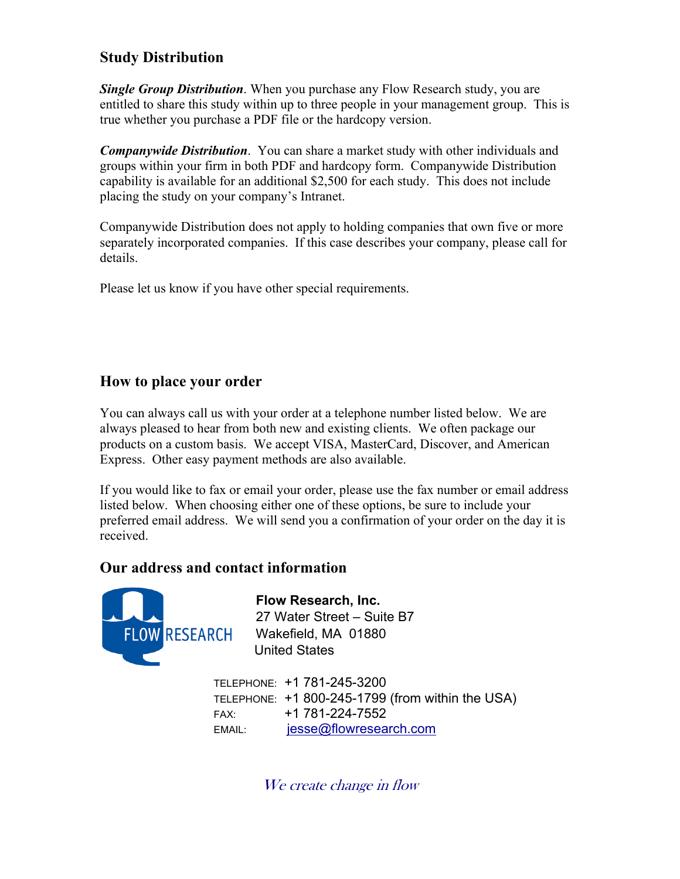## Study Distribution

***Single Group Distribution***. When you purchase any Flow Research study, you are entitled to share this study within up to three people in your management group. This is true whether you purchase a PDF file or the hardcopy version.

***Companywide Distribution***. You can share a market study with other individuals and groups within your firm in both PDF and hardcopy form. Companywide Distribution capability is available for an additional $2,500 for each study. This does not include placing the study on your company's Intranet.

Companywide Distribution does not apply to holding companies that own five or more separately incorporated companies. If this case describes your company, please call for details.

Please let us know if you have other special requirements.

## How to place your order

You can always call us with your order at a telephone number listed below. We are always pleased to hear from both new and existing clients. We often package our products on a custom basis. We accept VISA, MasterCard, Discover, and American Express. Other easy payment methods are also available.

If you would like to fax or email your order, please use the fax number or email address listed below. When choosing either one of these options, be sure to include your preferred email address. We will send you a confirmation of your order on the day it is received.

## Our address and contact information

FLOW RESEARCH

**Flow Research, Inc.**
27 Water Street – Suite B7
Wakefield, MA 01880
United States

TELEPHONE: +1 781-245-3200
TELEPHONE: +1 800-245-1799 (from within the USA)
FAX: +1 781-224-7552
EMAIL: jesse@flowresearch.com

*We create change in flow*